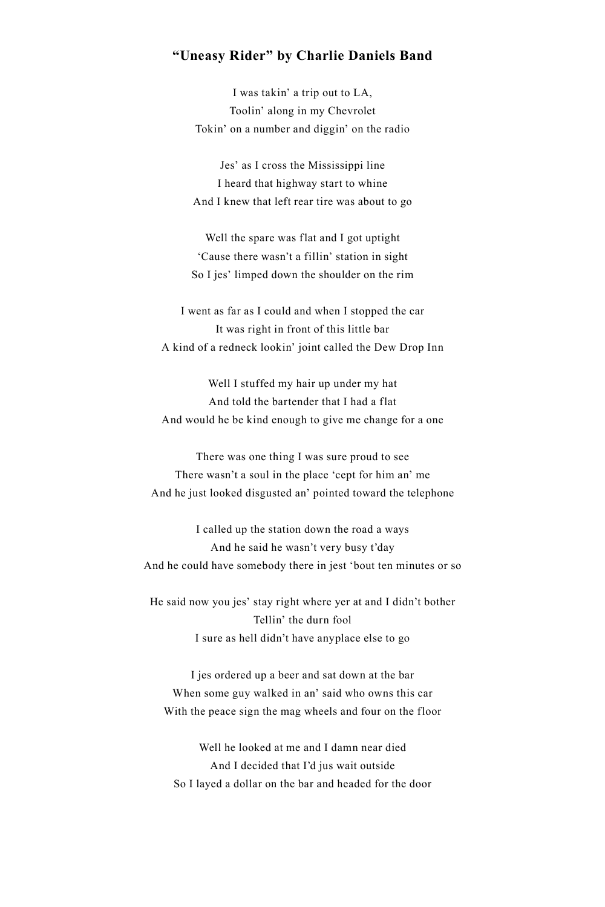## "Uneasy Rider" by Charlie Daniels Band

I was takin' a trip out to LA,
Toolin' along in my Chevrolet
Tokin' on a number and diggin' on the radio

Jes' as I cross the Mississippi line
I heard that highway start to whine
And I knew that left rear tire was about to go

Well the spare was flat and I got uptight
'Cause there wasn't a fillin' station in sight
So I jes' limped down the shoulder on the rim

I went as far as I could and when I stopped the car
It was right in front of this little bar
A kind of a redneck lookin' joint called the Dew Drop Inn

Well I stuffed my hair up under my hat
And told the bartender that I had a flat
And would he be kind enough to give me change for a one

There was one thing I was sure proud to see
There wasn't a soul in the place 'cept for him an' me
And he just looked disgusted an' pointed toward the telephone

I called up the station down the road a ways
And he said he wasn't very busy t'day
And he could have somebody there in jest 'bout ten minutes or so

He said now you jes' stay right where yer at and I didn't bother
Tellin' the durn fool
I sure as hell didn't have anyplace else to go

I jes ordered up a beer and sat down at the bar
When some guy walked in an' said who owns this car
With the peace sign the mag wheels and four on the floor

Well he looked at me and I damn near died
And I decided that I'd jus wait outside
So I layed a dollar on the bar and headed for the door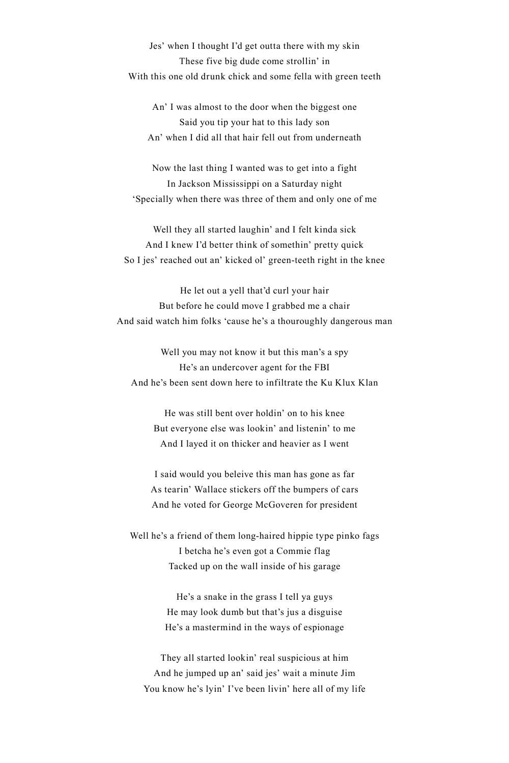Jes' when I thought I'd get outta there with my skin
These five big dude come strollin' in
With this one old drunk chick and some fella with green teeth

An' I was almost to the door when the biggest one
Said you tip your hat to this lady son
An' when I did all that hair fell out from underneath

Now the last thing I wanted was to get into a fight
In Jackson Mississippi on a Saturday night
'Specially when there was three of them and only one of me

Well they all started laughin' and I felt kinda sick
And I knew I'd better think of somethin' pretty quick
So I jes' reached out an' kicked ol' green-teeth right in the knee

He let out a yell that'd curl your hair
But before he could move I grabbed me a chair
And said watch him folks 'cause he's a thouroughly dangerous man

Well you may not know it but this man's a spy
He's an undercover agent for the FBI
And he's been sent down here to infiltrate the Ku Klux Klan

He was still bent over holdin' on to his knee
But everyone else was lookin' and listenin' to me
And I layed it on thicker and heavier as I went

I said would you beleive this man has gone as far
As tearin' Wallace stickers off the bumpers of cars
And he voted for George McGoveren for president

Well he's a friend of them long-haired hippie type pinko fags
I betcha he's even got a Commie flag
Tacked up on the wall inside of his garage

He's a snake in the grass I tell ya guys
He may look dumb but that's jus a disguise
He's a mastermind in the ways of espionage

They all started lookin' real suspicious at him
And he jumped up an' said jes' wait a minute Jim
You know he's lyin' I've been livin' here all of my life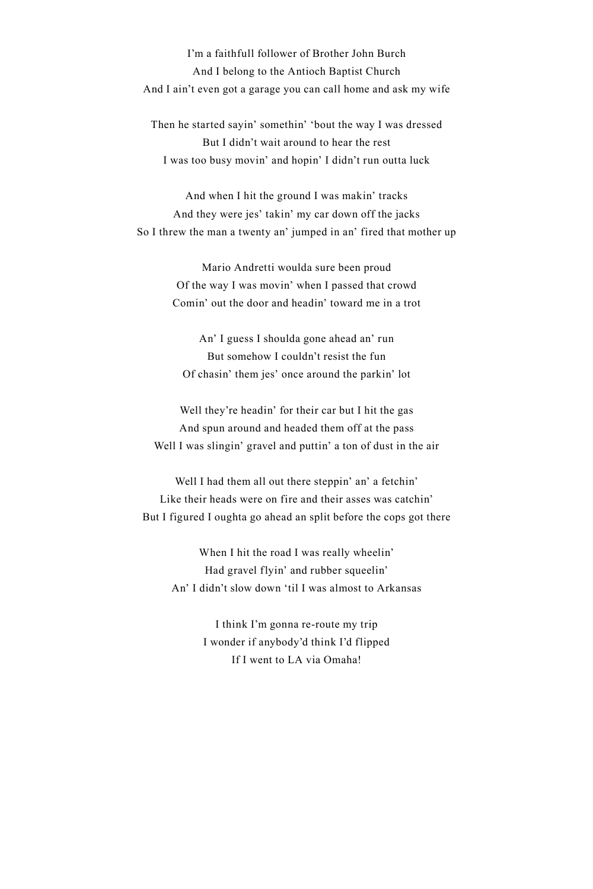I'm a faithfull follower of Brother John Burch
And I belong to the Antioch Baptist Church
And I ain't even got a garage you can call home and ask my wife

Then he started sayin' somethin' 'bout the way I was dressed
But I didn't wait around to hear the rest
I was too busy movin' and hopin' I didn't run outta luck

And when I hit the ground I was makin' tracks
And they were jes' takin' my car down off the jacks
So I threw the man a twenty an' jumped in an' fired that mother up

Mario Andretti woulda sure been proud
Of the way I was movin' when I passed that crowd
Comin' out the door and headin' toward me in a trot

An' I guess I shoulda gone ahead an' run
But somehow I couldn't resist the fun
Of chasin' them jes' once around the parkin' lot

Well they're headin' for their car but I hit the gas
And spun around and headed them off at the pass
Well I was slingin' gravel and puttin' a ton of dust in the air

Well I had them all out there steppin' an' a fetchin'
Like their heads were on fire and their asses was catchin'
But I figured I oughta go ahead an split before the cops got there

When I hit the road I was really wheelin'
Had gravel flyin' and rubber squeelin'
An' I didn't slow down 'til I was almost to Arkansas

I think I'm gonna re-route my trip
I wonder if anybody'd think I'd flipped
If I went to LA via Omaha!